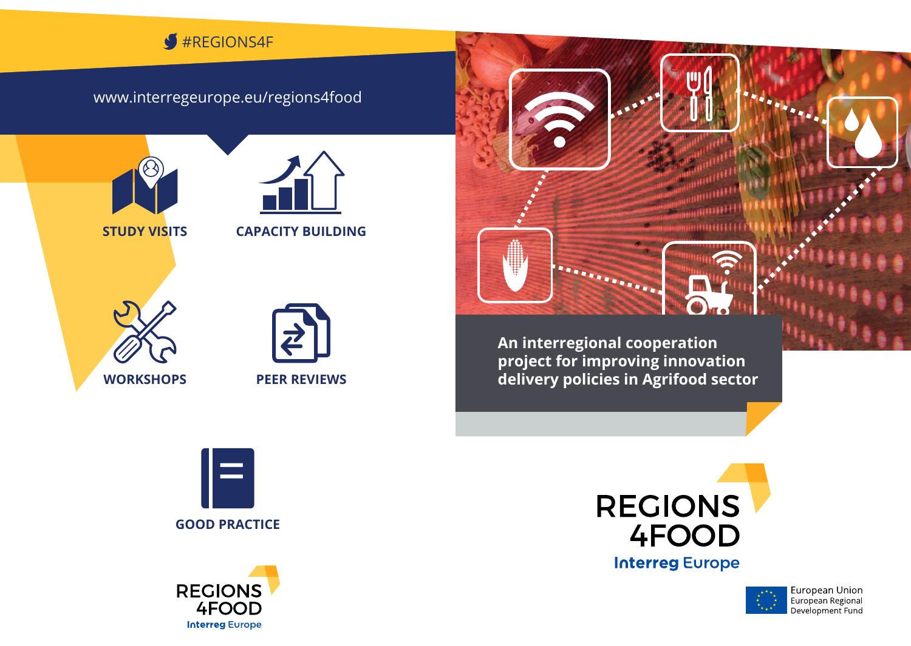#REGIONS4F

www.interregeurope.eu/regions4food

**STUDY VISITS**

**CAPACITY BUILDING**

**WORKSHOPS**

**PEER REVIEWS**

**GOOD PRACTICE**

REGIONS 4FOOD
Interreg Europe

**An interregional cooperation project for improving innovation delivery policies in Agrifood sector**

# REGIONS 4FOOD

Interreg Europe

European Union
European Regional Development Fund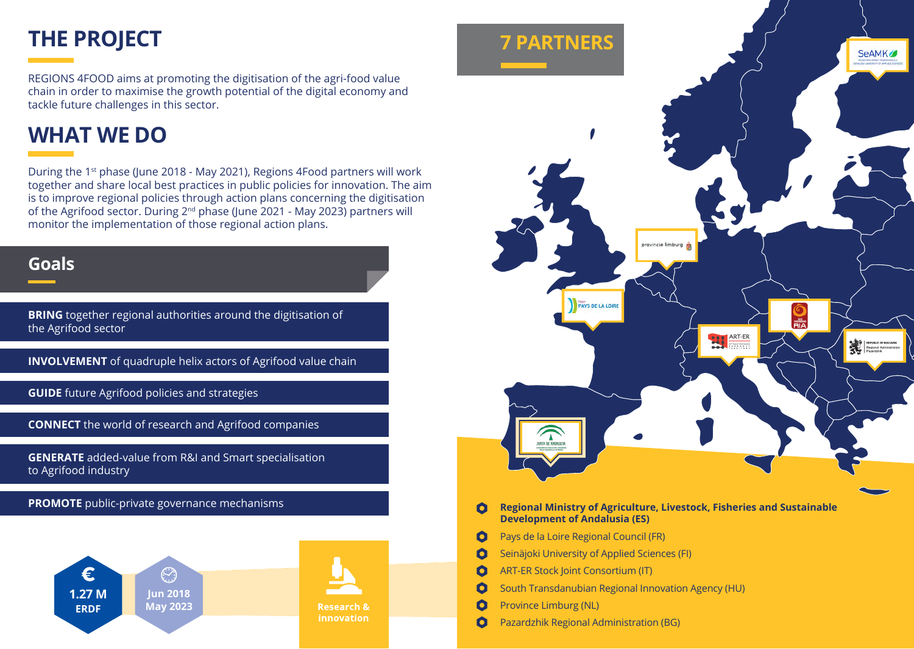# THE PROJECT

REGIONS 4FOOD aims at promoting the digitisation of the agri-food value chain in order to maximise the growth potential of the digital economy and tackle future challenges in this sector.

# WHAT WE DO

During the 1st phase (June 2018 - May 2021), Regions 4Food partners will work together and share local best practices in public policies for innovation. The aim is to improve regional policies through action plans concerning the digitisation of the Agrifood sector. During 2nd phase (June 2021 - May 2023) partners will monitor the implementation of those regional action plans.

## Goals

**BRING** together regional authorities around the digitisation of the Agrifood sector

**INVOLVEMENT** of quadruple helix actors of Agrifood value chain

**GUIDE** future Agrifood policies and strategies

**CONNECT** the world of research and Agrifood companies

**GENERATE** added-value from R&I and Smart specialisation to Agrifood industry

**PROMOTE** public-private governance mechanisms

€ 1.27 M ERDF

Jun 2018 May 2023

Research & innovation

# 7 PARTNERS

- **Regional Ministry of Agriculture, Livestock, Fisheries and Sustainable Development of Andalusia (ES)**
- Pays de la Loire Regional Council (FR)
- Seinäjoki University of Applied Sciences (FI)
- ART-ER Stock Joint Consortium (IT)
- South Transdanubian Regional Innovation Agency (HU)
- Province Limburg (NL)
- Pazardzhik Regional Administration (BG)